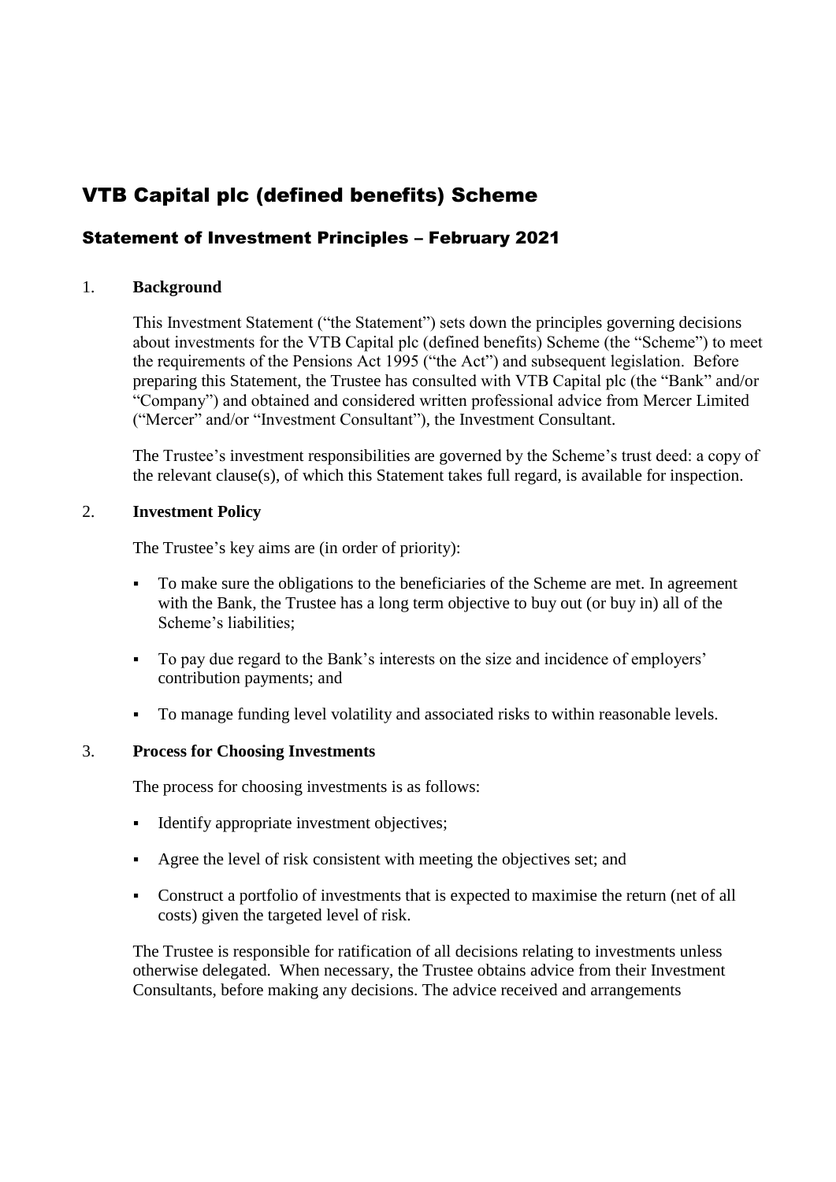# VTB Capital plc (defined benefits) Scheme

## Statement of Investment Principles – February 2021

### 1. Background

This Investment Statement ("the Statement") sets down the principles governing decisions about investments for the VTB Capital plc (defined benefits) Scheme (the "Scheme") to meet the requirements of the Pensions Act 1995 ("the Act") and subsequent legislation. Before preparing this Statement, the Trustee has consulted with VTB Capital plc (the "Bank" and/or "Company") and obtained and considered written professional advice from Mercer Limited ("Mercer" and/or "Investment Consultant"), the Investment Consultant.

The Trustee's investment responsibilities are governed by the Scheme's trust deed: a copy of the relevant clause(s), of which this Statement takes full regard, is available for inspection.

### 2. Investment Policy

The Trustee's key aims are (in order of priority):

- To make sure the obligations to the beneficiaries of the Scheme are met. In agreement with the Bank, the Trustee has a long term objective to buy out (or buy in) all of the Scheme's liabilities;
- To pay due regard to the Bank's interests on the size and incidence of employers' contribution payments; and
- To manage funding level volatility and associated risks to within reasonable levels.

### 3. Process for Choosing Investments

The process for choosing investments is as follows:

- Identify appropriate investment objectives;
- Agree the level of risk consistent with meeting the objectives set; and
- Construct a portfolio of investments that is expected to maximise the return (net of all costs) given the targeted level of risk.

The Trustee is responsible for ratification of all decisions relating to investments unless otherwise delegated. When necessary, the Trustee obtains advice from their Investment Consultants, before making any decisions. The advice received and arrangements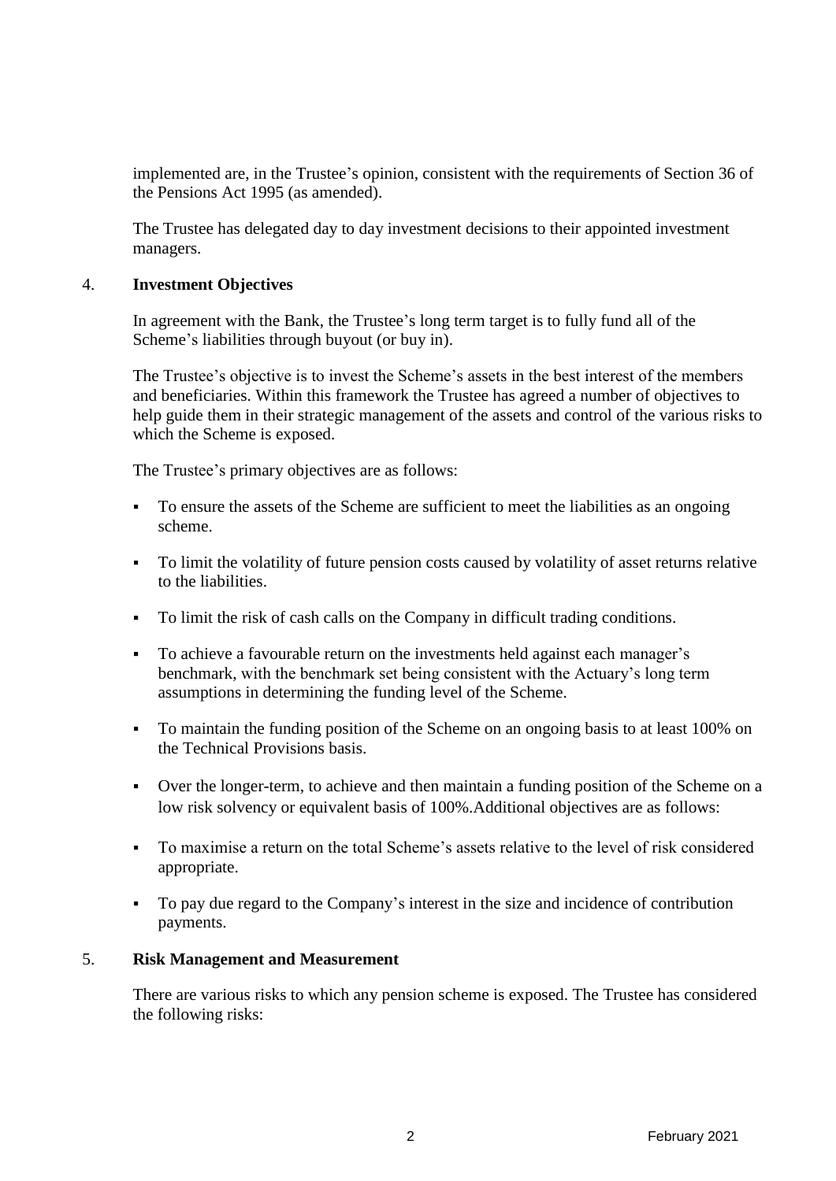implemented are, in the Trustee's opinion, consistent with the requirements of Section 36 of the Pensions Act 1995 (as amended).

The Trustee has delegated day to day investment decisions to their appointed investment managers.

## 4. Investment Objectives

In agreement with the Bank, the Trustee's long term target is to fully fund all of the Scheme's liabilities through buyout (or buy in).

The Trustee's objective is to invest the Scheme's assets in the best interest of the members and beneficiaries. Within this framework the Trustee has agreed a number of objectives to help guide them in their strategic management of the assets and control of the various risks to which the Scheme is exposed.

The Trustee's primary objectives are as follows:

- To ensure the assets of the Scheme are sufficient to meet the liabilities as an ongoing scheme.
- To limit the volatility of future pension costs caused by volatility of asset returns relative to the liabilities.
- To limit the risk of cash calls on the Company in difficult trading conditions.
- To achieve a favourable return on the investments held against each manager's benchmark, with the benchmark set being consistent with the Actuary's long term assumptions in determining the funding level of the Scheme.
- To maintain the funding position of the Scheme on an ongoing basis to at least 100% on the Technical Provisions basis.
- Over the longer-term, to achieve and then maintain a funding position of the Scheme on a low risk solvency or equivalent basis of 100%.Additional objectives are as follows:
- To maximise a return on the total Scheme's assets relative to the level of risk considered appropriate.
- To pay due regard to the Company's interest in the size and incidence of contribution payments.

## 5. Risk Management and Measurement

There are various risks to which any pension scheme is exposed. The Trustee has considered the following risks: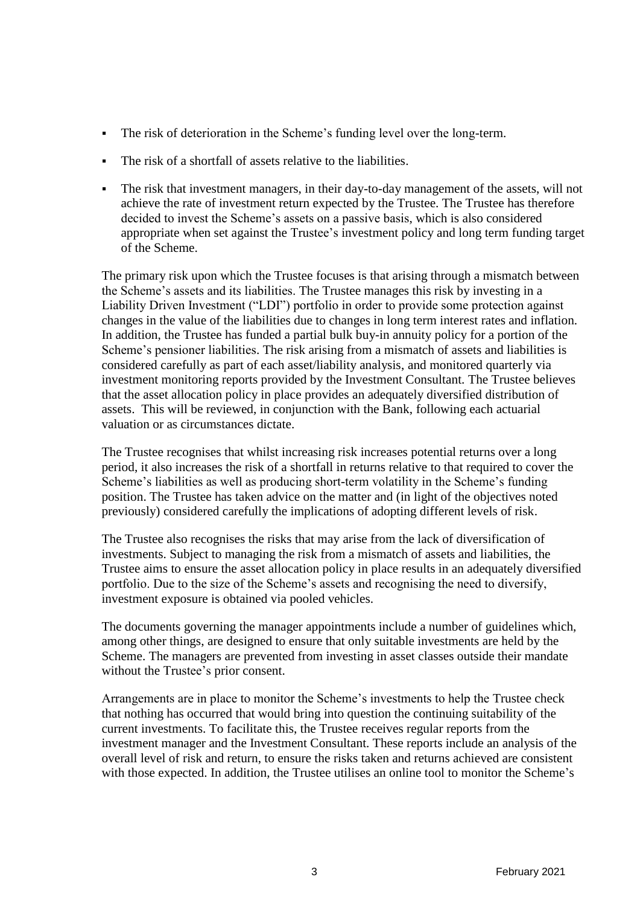- The risk of deterioration in the Scheme's funding level over the long-term.
- The risk of a shortfall of assets relative to the liabilities.
- The risk that investment managers, in their day-to-day management of the assets, will not achieve the rate of investment return expected by the Trustee. The Trustee has therefore decided to invest the Scheme's assets on a passive basis, which is also considered appropriate when set against the Trustee's investment policy and long term funding target of the Scheme.

The primary risk upon which the Trustee focuses is that arising through a mismatch between the Scheme's assets and its liabilities. The Trustee manages this risk by investing in a Liability Driven Investment ("LDI") portfolio in order to provide some protection against changes in the value of the liabilities due to changes in long term interest rates and inflation. In addition, the Trustee has funded a partial bulk buy-in annuity policy for a portion of the Scheme's pensioner liabilities. The risk arising from a mismatch of assets and liabilities is considered carefully as part of each asset/liability analysis, and monitored quarterly via investment monitoring reports provided by the Investment Consultant. The Trustee believes that the asset allocation policy in place provides an adequately diversified distribution of assets. This will be reviewed, in conjunction with the Bank, following each actuarial valuation or as circumstances dictate.

The Trustee recognises that whilst increasing risk increases potential returns over a long period, it also increases the risk of a shortfall in returns relative to that required to cover the Scheme's liabilities as well as producing short-term volatility in the Scheme's funding position. The Trustee has taken advice on the matter and (in light of the objectives noted previously) considered carefully the implications of adopting different levels of risk.

The Trustee also recognises the risks that may arise from the lack of diversification of investments. Subject to managing the risk from a mismatch of assets and liabilities, the Trustee aims to ensure the asset allocation policy in place results in an adequately diversified portfolio. Due to the size of the Scheme's assets and recognising the need to diversify, investment exposure is obtained via pooled vehicles.

The documents governing the manager appointments include a number of guidelines which, among other things, are designed to ensure that only suitable investments are held by the Scheme. The managers are prevented from investing in asset classes outside their mandate without the Trustee's prior consent.

Arrangements are in place to monitor the Scheme's investments to help the Trustee check that nothing has occurred that would bring into question the continuing suitability of the current investments. To facilitate this, the Trustee receives regular reports from the investment manager and the Investment Consultant. These reports include an analysis of the overall level of risk and return, to ensure the risks taken and returns achieved are consistent with those expected. In addition, the Trustee utilises an online tool to monitor the Scheme's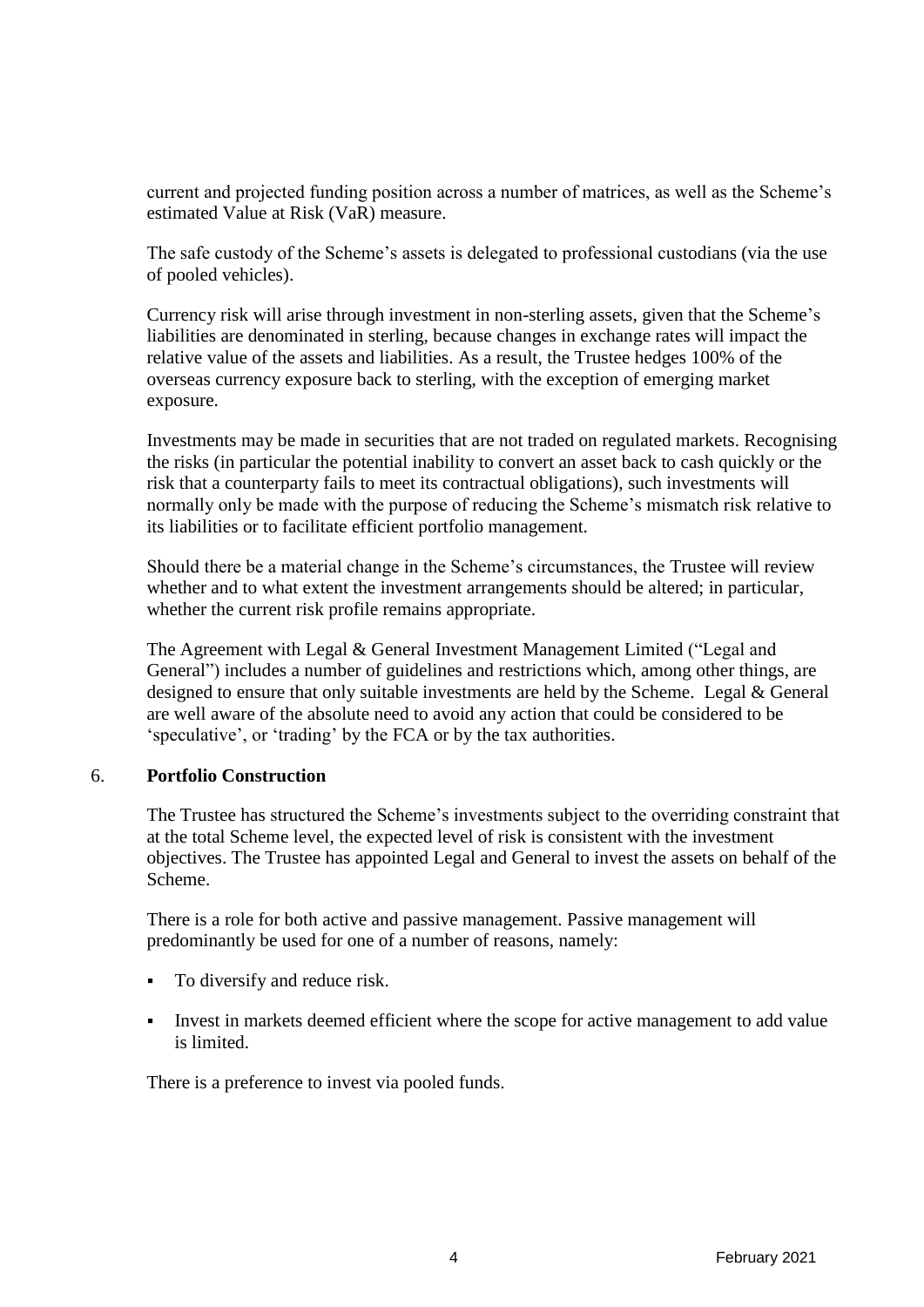current and projected funding position across a number of matrices, as well as the Scheme's estimated Value at Risk (VaR) measure.

The safe custody of the Scheme's assets is delegated to professional custodians (via the use of pooled vehicles).

Currency risk will arise through investment in non-sterling assets, given that the Scheme's liabilities are denominated in sterling, because changes in exchange rates will impact the relative value of the assets and liabilities. As a result, the Trustee hedges 100% of the overseas currency exposure back to sterling, with the exception of emerging market exposure.

Investments may be made in securities that are not traded on regulated markets. Recognising the risks (in particular the potential inability to convert an asset back to cash quickly or the risk that a counterparty fails to meet its contractual obligations), such investments will normally only be made with the purpose of reducing the Scheme's mismatch risk relative to its liabilities or to facilitate efficient portfolio management.

Should there be a material change in the Scheme's circumstances, the Trustee will review whether and to what extent the investment arrangements should be altered; in particular, whether the current risk profile remains appropriate.

The Agreement with Legal & General Investment Management Limited ("Legal and General") includes a number of guidelines and restrictions which, among other things, are designed to ensure that only suitable investments are held by the Scheme. Legal & General are well aware of the absolute need to avoid any action that could be considered to be 'speculative', or 'trading' by the FCA or by the tax authorities.

## 6. **Portfolio Construction**

The Trustee has structured the Scheme's investments subject to the overriding constraint that at the total Scheme level, the expected level of risk is consistent with the investment objectives. The Trustee has appointed Legal and General to invest the assets on behalf of the Scheme.

There is a role for both active and passive management. Passive management will predominantly be used for one of a number of reasons, namely:

- To diversify and reduce risk.
- Invest in markets deemed efficient where the scope for active management to add value is limited.

There is a preference to invest via pooled funds.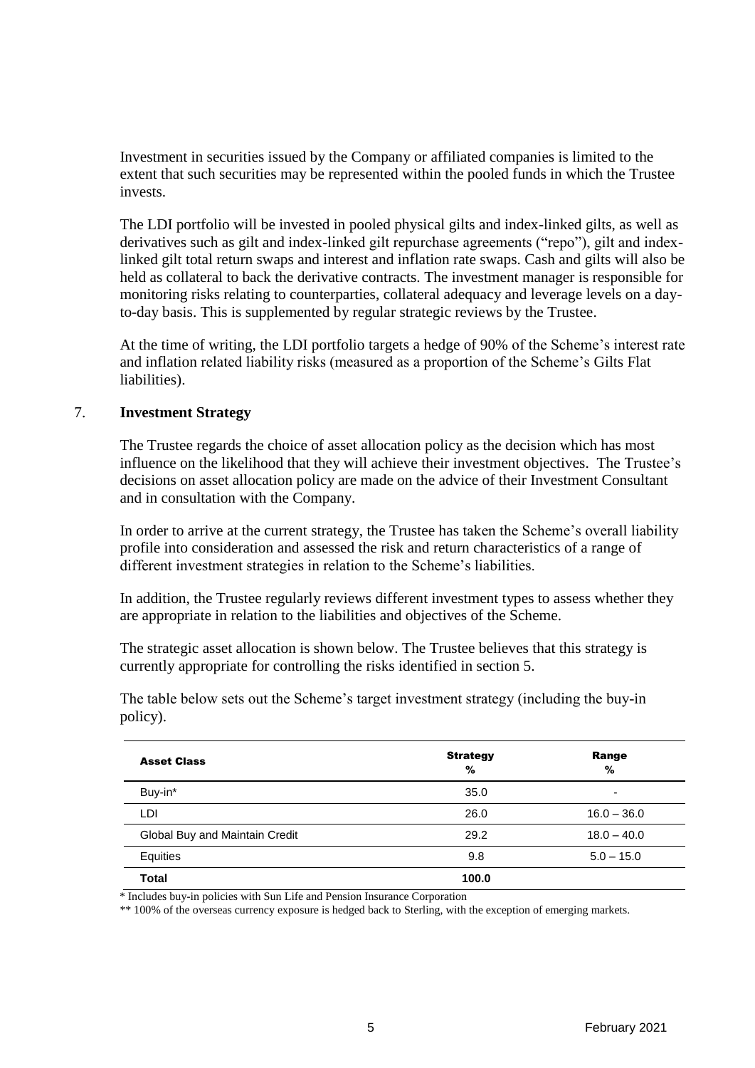Investment in securities issued by the Company or affiliated companies is limited to the extent that such securities may be represented within the pooled funds in which the Trustee invests.

The LDI portfolio will be invested in pooled physical gilts and index-linked gilts, as well as derivatives such as gilt and index-linked gilt repurchase agreements ("repo"), gilt and index-linked gilt total return swaps and interest and inflation rate swaps. Cash and gilts will also be held as collateral to back the derivative contracts. The investment manager is responsible for monitoring risks relating to counterparties, collateral adequacy and leverage levels on a day-to-day basis. This is supplemented by regular strategic reviews by the Trustee.

At the time of writing, the LDI portfolio targets a hedge of 90% of the Scheme's interest rate and inflation related liability risks (measured as a proportion of the Scheme's Gilts Flat liabilities).

## 7. Investment Strategy

The Trustee regards the choice of asset allocation policy as the decision which has most influence on the likelihood that they will achieve their investment objectives. The Trustee's decisions on asset allocation policy are made on the advice of their Investment Consultant and in consultation with the Company.

In order to arrive at the current strategy, the Trustee has taken the Scheme's overall liability profile into consideration and assessed the risk and return characteristics of a range of different investment strategies in relation to the Scheme's liabilities.

In addition, the Trustee regularly reviews different investment types to assess whether they are appropriate in relation to the liabilities and objectives of the Scheme.

The strategic asset allocation is shown below. The Trustee believes that this strategy is currently appropriate for controlling the risks identified in section 5.

The table below sets out the Scheme's target investment strategy (including the buy-in policy).

| Asset Class | Strategy % | Range % |
|---|---|---|
| Buy-in* | 35.0 | - |
| LDI | 26.0 | 16.0 – 36.0 |
| Global Buy and Maintain Credit | 29.2 | 18.0 – 40.0 |
| Equities | 9.8 | 5.0 – 15.0 |
| **Total** | **100.0** | |

\* Includes buy-in policies with Sun Life and Pension Insurance Corporation

\*\* 100% of the overseas currency exposure is hedged back to Sterling, with the exception of emerging markets.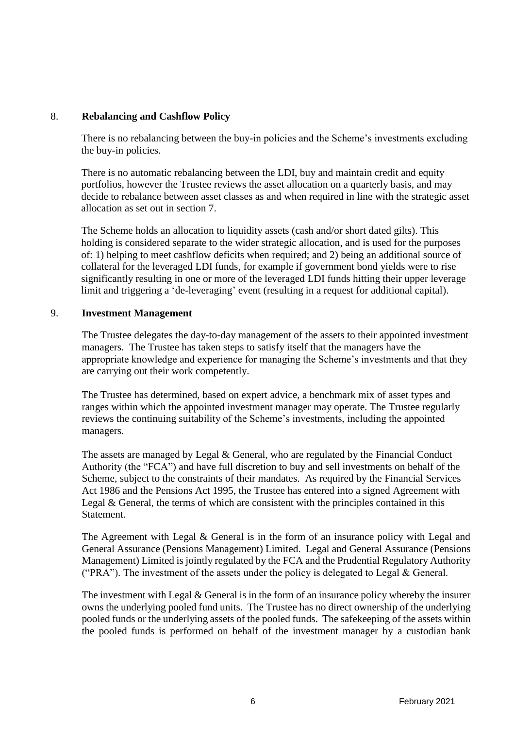## 8. Rebalancing and Cashflow Policy

There is no rebalancing between the buy-in policies and the Scheme's investments excluding the buy-in policies.

There is no automatic rebalancing between the LDI, buy and maintain credit and equity portfolios, however the Trustee reviews the asset allocation on a quarterly basis, and may decide to rebalance between asset classes as and when required in line with the strategic asset allocation as set out in section 7.

The Scheme holds an allocation to liquidity assets (cash and/or short dated gilts). This holding is considered separate to the wider strategic allocation, and is used for the purposes of: 1) helping to meet cashflow deficits when required; and 2) being an additional source of collateral for the leveraged LDI funds, for example if government bond yields were to rise significantly resulting in one or more of the leveraged LDI funds hitting their upper leverage limit and triggering a 'de-leveraging' event (resulting in a request for additional capital).

## 9. Investment Management

The Trustee delegates the day-to-day management of the assets to their appointed investment managers. The Trustee has taken steps to satisfy itself that the managers have the appropriate knowledge and experience for managing the Scheme's investments and that they are carrying out their work competently.

The Trustee has determined, based on expert advice, a benchmark mix of asset types and ranges within which the appointed investment manager may operate. The Trustee regularly reviews the continuing suitability of the Scheme's investments, including the appointed managers.

The assets are managed by Legal & General, who are regulated by the Financial Conduct Authority (the "FCA") and have full discretion to buy and sell investments on behalf of the Scheme, subject to the constraints of their mandates. As required by the Financial Services Act 1986 and the Pensions Act 1995, the Trustee has entered into a signed Agreement with Legal & General, the terms of which are consistent with the principles contained in this Statement.

The Agreement with Legal & General is in the form of an insurance policy with Legal and General Assurance (Pensions Management) Limited. Legal and General Assurance (Pensions Management) Limited is jointly regulated by the FCA and the Prudential Regulatory Authority ("PRA"). The investment of the assets under the policy is delegated to Legal & General.

The investment with Legal & General is in the form of an insurance policy whereby the insurer owns the underlying pooled fund units. The Trustee has no direct ownership of the underlying pooled funds or the underlying assets of the pooled funds. The safekeeping of the assets within the pooled funds is performed on behalf of the investment manager by a custodian bank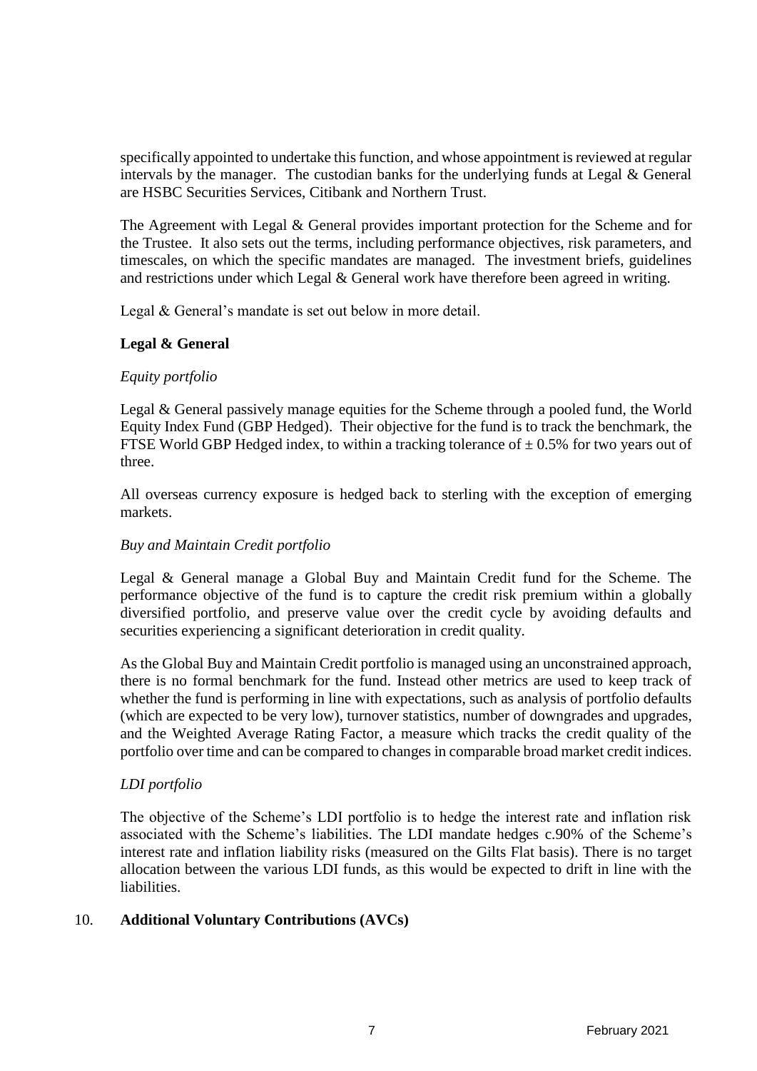specifically appointed to undertake this function, and whose appointment is reviewed at regular intervals by the manager. The custodian banks for the underlying funds at Legal & General are HSBC Securities Services, Citibank and Northern Trust.

The Agreement with Legal & General provides important protection for the Scheme and for the Trustee. It also sets out the terms, including performance objectives, risk parameters, and timescales, on which the specific mandates are managed. The investment briefs, guidelines and restrictions under which Legal & General work have therefore been agreed in writing.

Legal & General's mandate is set out below in more detail.

**Legal & General**

*Equity portfolio*

Legal & General passively manage equities for the Scheme through a pooled fund, the World Equity Index Fund (GBP Hedged). Their objective for the fund is to track the benchmark, the FTSE World GBP Hedged index, to within a tracking tolerance of ± 0.5% for two years out of three.

All overseas currency exposure is hedged back to sterling with the exception of emerging markets.

*Buy and Maintain Credit portfolio*

Legal & General manage a Global Buy and Maintain Credit fund for the Scheme. The performance objective of the fund is to capture the credit risk premium within a globally diversified portfolio, and preserve value over the credit cycle by avoiding defaults and securities experiencing a significant deterioration in credit quality.

As the Global Buy and Maintain Credit portfolio is managed using an unconstrained approach, there is no formal benchmark for the fund. Instead other metrics are used to keep track of whether the fund is performing in line with expectations, such as analysis of portfolio defaults (which are expected to be very low), turnover statistics, number of downgrades and upgrades, and the Weighted Average Rating Factor, a measure which tracks the credit quality of the portfolio over time and can be compared to changes in comparable broad market credit indices.

*LDI portfolio*

The objective of the Scheme's LDI portfolio is to hedge the interest rate and inflation risk associated with the Scheme's liabilities. The LDI mandate hedges c.90% of the Scheme's interest rate and inflation liability risks (measured on the Gilts Flat basis). There is no target allocation between the various LDI funds, as this would be expected to drift in line with the liabilities.

## 10. **Additional Voluntary Contributions (AVCs)**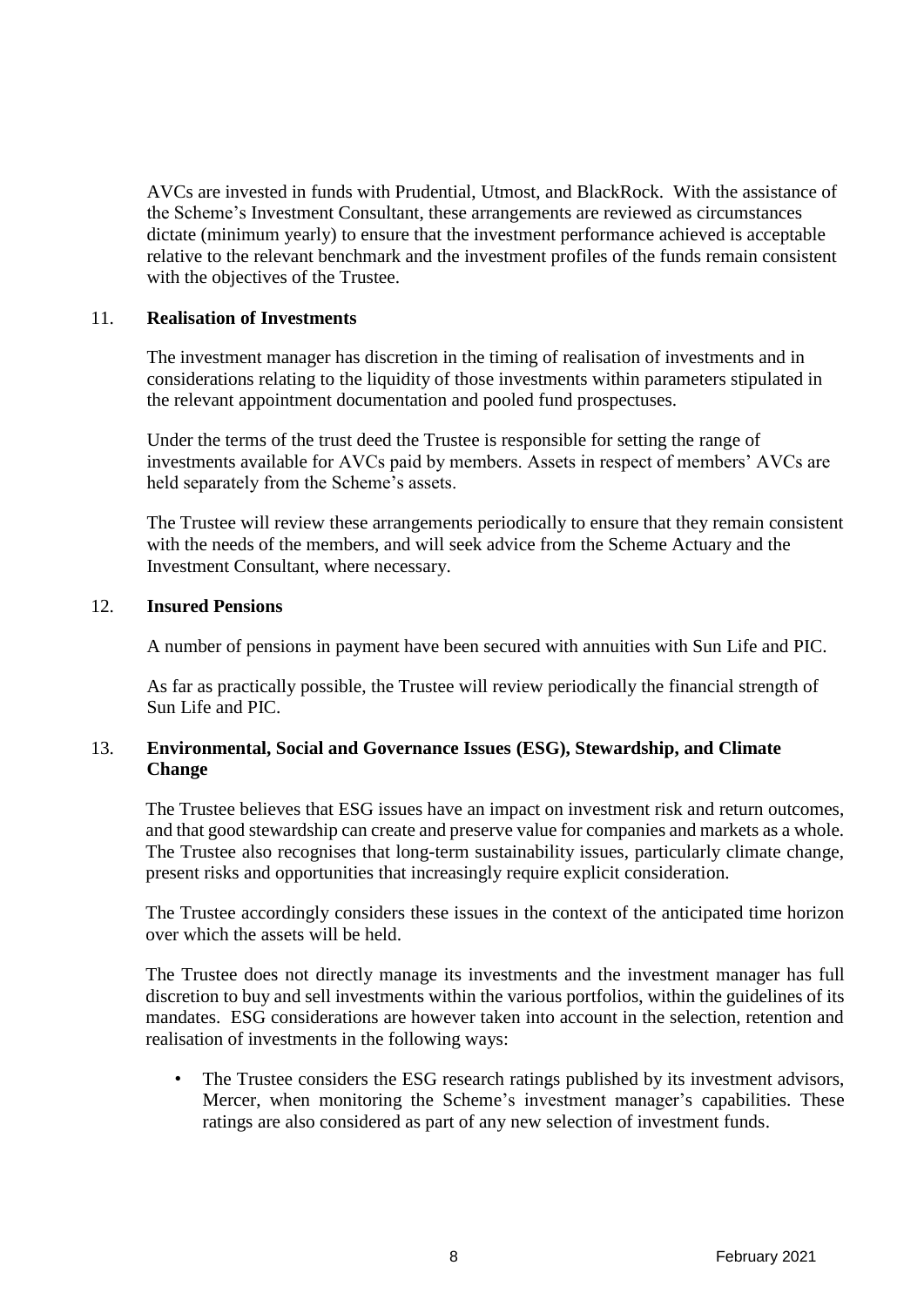AVCs are invested in funds with Prudential, Utmost, and BlackRock. With the assistance of the Scheme's Investment Consultant, these arrangements are reviewed as circumstances dictate (minimum yearly) to ensure that the investment performance achieved is acceptable relative to the relevant benchmark and the investment profiles of the funds remain consistent with the objectives of the Trustee.

## 11. Realisation of Investments

The investment manager has discretion in the timing of realisation of investments and in considerations relating to the liquidity of those investments within parameters stipulated in the relevant appointment documentation and pooled fund prospectuses.

Under the terms of the trust deed the Trustee is responsible for setting the range of investments available for AVCs paid by members. Assets in respect of members' AVCs are held separately from the Scheme's assets.

The Trustee will review these arrangements periodically to ensure that they remain consistent with the needs of the members, and will seek advice from the Scheme Actuary and the Investment Consultant, where necessary.

## 12. Insured Pensions

A number of pensions in payment have been secured with annuities with Sun Life and PIC.

As far as practically possible, the Trustee will review periodically the financial strength of Sun Life and PIC.

## 13. Environmental, Social and Governance Issues (ESG), Stewardship, and Climate Change

The Trustee believes that ESG issues have an impact on investment risk and return outcomes, and that good stewardship can create and preserve value for companies and markets as a whole. The Trustee also recognises that long-term sustainability issues, particularly climate change, present risks and opportunities that increasingly require explicit consideration.

The Trustee accordingly considers these issues in the context of the anticipated time horizon over which the assets will be held.

The Trustee does not directly manage its investments and the investment manager has full discretion to buy and sell investments within the various portfolios, within the guidelines of its mandates. ESG considerations are however taken into account in the selection, retention and realisation of investments in the following ways:

- The Trustee considers the ESG research ratings published by its investment advisors, Mercer, when monitoring the Scheme's investment manager's capabilities. These ratings are also considered as part of any new selection of investment funds.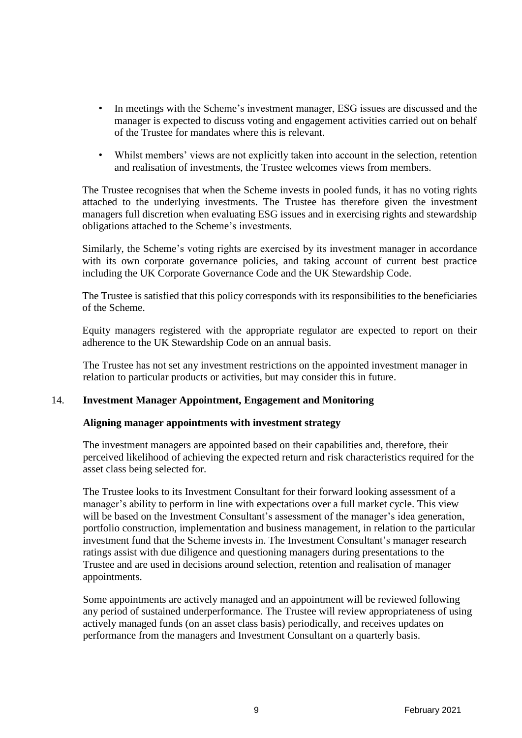- In meetings with the Scheme's investment manager, ESG issues are discussed and the manager is expected to discuss voting and engagement activities carried out on behalf of the Trustee for mandates where this is relevant.
- Whilst members' views are not explicitly taken into account in the selection, retention and realisation of investments, the Trustee welcomes views from members.

The Trustee recognises that when the Scheme invests in pooled funds, it has no voting rights attached to the underlying investments. The Trustee has therefore given the investment managers full discretion when evaluating ESG issues and in exercising rights and stewardship obligations attached to the Scheme's investments.

Similarly, the Scheme's voting rights are exercised by its investment manager in accordance with its own corporate governance policies, and taking account of current best practice including the UK Corporate Governance Code and the UK Stewardship Code.

The Trustee is satisfied that this policy corresponds with its responsibilities to the beneficiaries of the Scheme.

Equity managers registered with the appropriate regulator are expected to report on their adherence to the UK Stewardship Code on an annual basis.

The Trustee has not set any investment restrictions on the appointed investment manager in relation to particular products or activities, but may consider this in future.

## 14. Investment Manager Appointment, Engagement and Monitoring

### Aligning manager appointments with investment strategy

The investment managers are appointed based on their capabilities and, therefore, their perceived likelihood of achieving the expected return and risk characteristics required for the asset class being selected for.

The Trustee looks to its Investment Consultant for their forward looking assessment of a manager's ability to perform in line with expectations over a full market cycle. This view will be based on the Investment Consultant's assessment of the manager's idea generation, portfolio construction, implementation and business management, in relation to the particular investment fund that the Scheme invests in. The Investment Consultant's manager research ratings assist with due diligence and questioning managers during presentations to the Trustee and are used in decisions around selection, retention and realisation of manager appointments.

Some appointments are actively managed and an appointment will be reviewed following any period of sustained underperformance. The Trustee will review appropriateness of using actively managed funds (on an asset class basis) periodically, and receives updates on performance from the managers and Investment Consultant on a quarterly basis.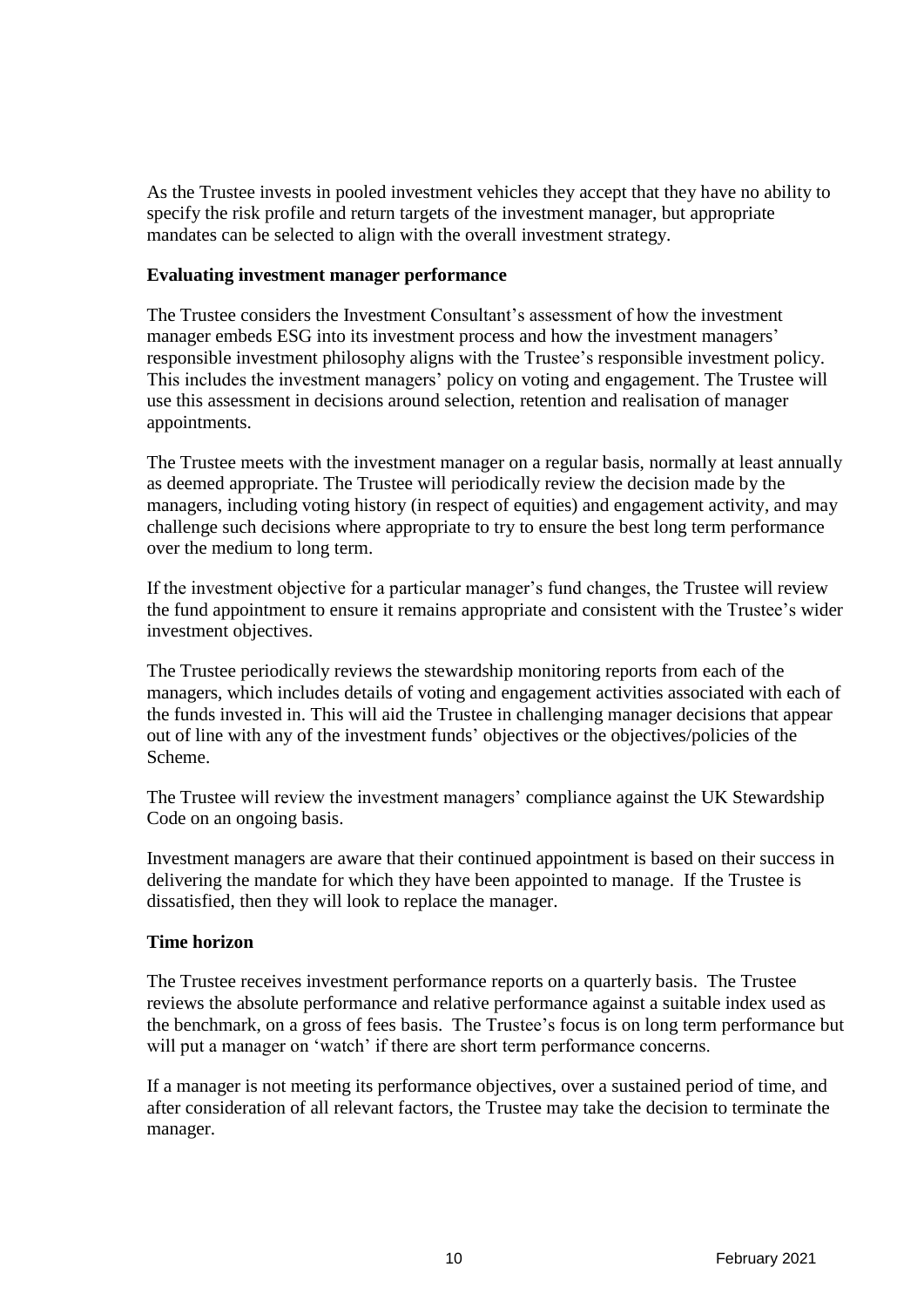As the Trustee invests in pooled investment vehicles they accept that they have no ability to specify the risk profile and return targets of the investment manager, but appropriate mandates can be selected to align with the overall investment strategy.

**Evaluating investment manager performance**

The Trustee considers the Investment Consultant's assessment of how the investment manager embeds ESG into its investment process and how the investment managers' responsible investment philosophy aligns with the Trustee's responsible investment policy. This includes the investment managers' policy on voting and engagement. The Trustee will use this assessment in decisions around selection, retention and realisation of manager appointments.

The Trustee meets with the investment manager on a regular basis, normally at least annually as deemed appropriate. The Trustee will periodically review the decision made by the managers, including voting history (in respect of equities) and engagement activity, and may challenge such decisions where appropriate to try to ensure the best long term performance over the medium to long term.

If the investment objective for a particular manager's fund changes, the Trustee will review the fund appointment to ensure it remains appropriate and consistent with the Trustee's wider investment objectives.

The Trustee periodically reviews the stewardship monitoring reports from each of the managers, which includes details of voting and engagement activities associated with each of the funds invested in. This will aid the Trustee in challenging manager decisions that appear out of line with any of the investment funds' objectives or the objectives/policies of the Scheme.

The Trustee will review the investment managers' compliance against the UK Stewardship Code on an ongoing basis.

Investment managers are aware that their continued appointment is based on their success in delivering the mandate for which they have been appointed to manage. If the Trustee is dissatisfied, then they will look to replace the manager.

**Time horizon**

The Trustee receives investment performance reports on a quarterly basis. The Trustee reviews the absolute performance and relative performance against a suitable index used as the benchmark, on a gross of fees basis. The Trustee's focus is on long term performance but will put a manager on 'watch' if there are short term performance concerns.

If a manager is not meeting its performance objectives, over a sustained period of time, and after consideration of all relevant factors, the Trustee may take the decision to terminate the manager.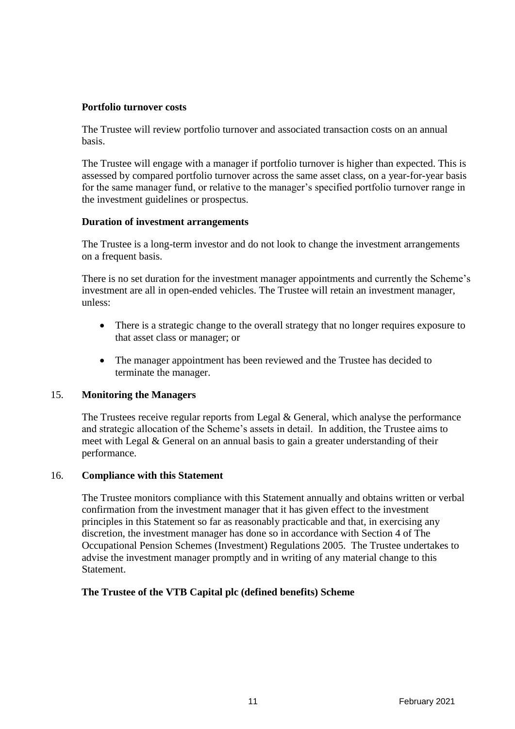**Portfolio turnover costs**

The Trustee will review portfolio turnover and associated transaction costs on an annual basis.

The Trustee will engage with a manager if portfolio turnover is higher than expected. This is assessed by compared portfolio turnover across the same asset class, on a year-for-year basis for the same manager fund, or relative to the manager's specified portfolio turnover range in the investment guidelines or prospectus.

**Duration of investment arrangements**

The Trustee is a long-term investor and do not look to change the investment arrangements on a frequent basis.

There is no set duration for the investment manager appointments and currently the Scheme's investment are all in open-ended vehicles. The Trustee will retain an investment manager, unless:

- There is a strategic change to the overall strategy that no longer requires exposure to that asset class or manager; or
- The manager appointment has been reviewed and the Trustee has decided to terminate the manager.

## 15. Monitoring the Managers

The Trustees receive regular reports from Legal & General, which analyse the performance and strategic allocation of the Scheme's assets in detail. In addition, the Trustee aims to meet with Legal & General on an annual basis to gain a greater understanding of their performance.

## 16. Compliance with this Statement

The Trustee monitors compliance with this Statement annually and obtains written or verbal confirmation from the investment manager that it has given effect to the investment principles in this Statement so far as reasonably practicable and that, in exercising any discretion, the investment manager has done so in accordance with Section 4 of The Occupational Pension Schemes (Investment) Regulations 2005. The Trustee undertakes to advise the investment manager promptly and in writing of any material change to this Statement.

**The Trustee of the VTB Capital plc (defined benefits) Scheme**

February 2021